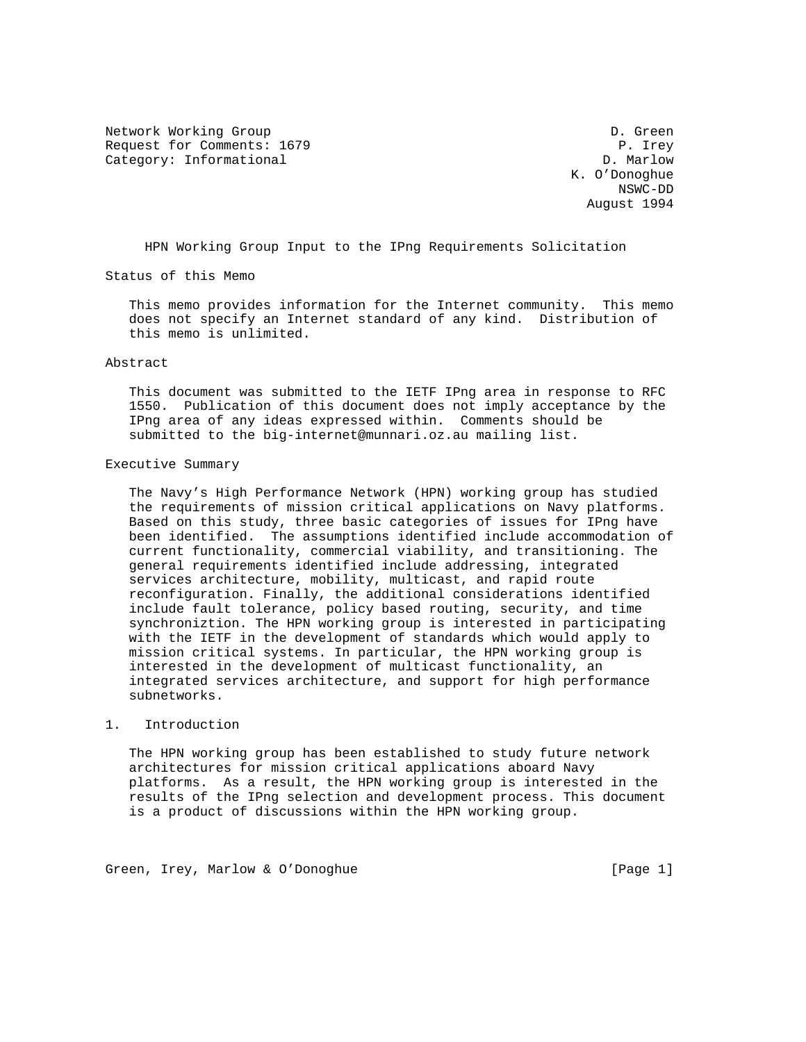Network Working Group  
Request for Comments: 1679  
Category: Informational

D. Green  
P. Irey  
D. Marlow  
K. O'Donoghue  
NSWC-DD  
August 1994

# HPN Working Group Input to the IPng Requirements Solicitation

## Status of this Memo

This memo provides information for the Internet community. This memo does not specify an Internet standard of any kind. Distribution of this memo is unlimited.

## Abstract

This document was submitted to the IETF IPng area in response to RFC 1550. Publication of this document does not imply acceptance by the IPng area of any ideas expressed within. Comments should be submitted to the big-internet@munnari.oz.au mailing list.

## Executive Summary

The Navy's High Performance Network (HPN) working group has studied the requirements of mission critical applications on Navy platforms. Based on this study, three basic categories of issues for IPng have been identified. The assumptions identified include accommodation of current functionality, commercial viability, and transitioning. The general requirements identified include addressing, integrated services architecture, mobility, multicast, and rapid route reconfiguration. Finally, the additional considerations identified include fault tolerance, policy based routing, security, and time synchroniztion. The HPN working group is interested in participating with the IETF in the development of standards which would apply to mission critical systems. In particular, the HPN working group is interested in the development of multicast functionality, an integrated services architecture, and support for high performance subnetworks.

## 1. Introduction

The HPN working group has been established to study future network architectures for mission critical applications aboard Navy platforms. As a result, the HPN working group is interested in the results of the IPng selection and development process. This document is a product of discussions within the HPN working group.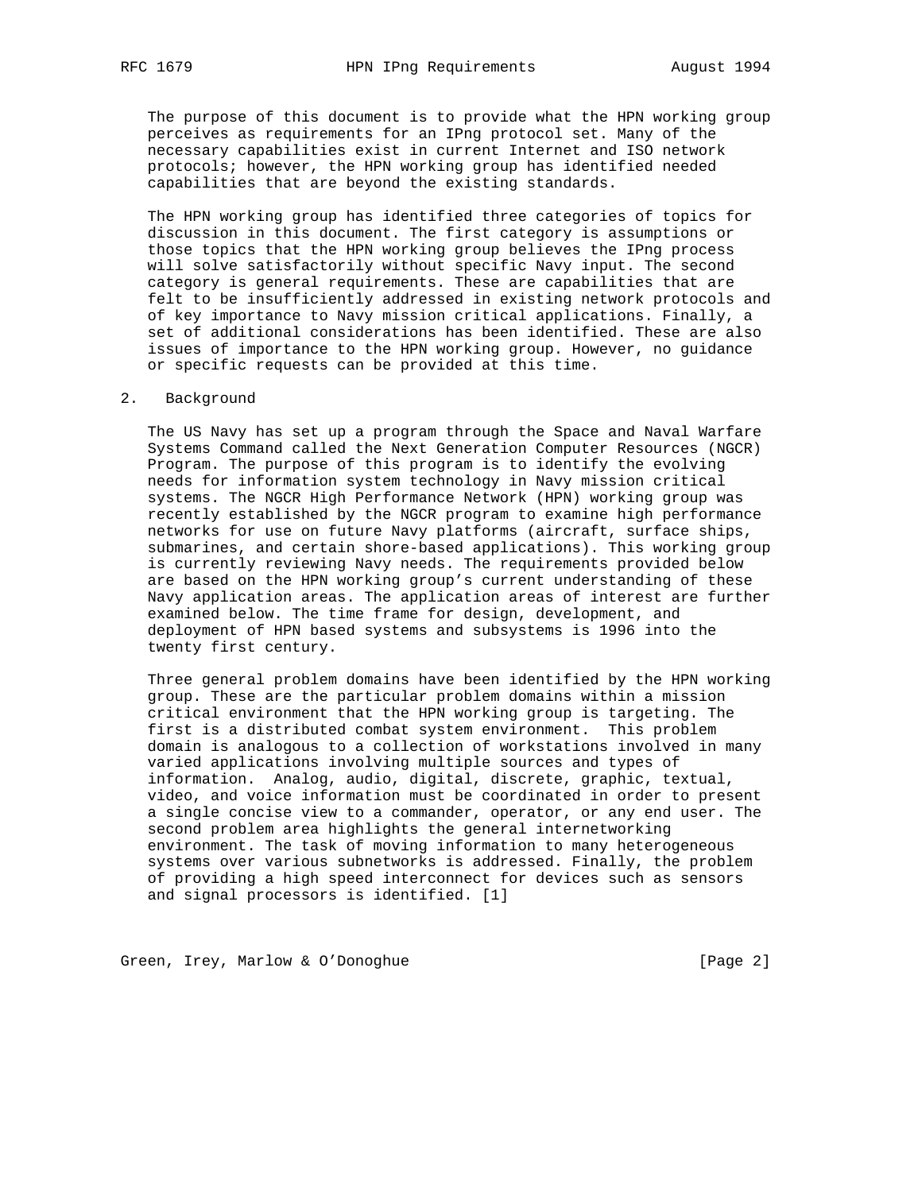The purpose of this document is to provide what the HPN working group perceives as requirements for an IPng protocol set. Many of the necessary capabilities exist in current Internet and ISO network protocols; however, the HPN working group has identified needed capabilities that are beyond the existing standards.

The HPN working group has identified three categories of topics for discussion in this document. The first category is assumptions or those topics that the HPN working group believes the IPng process will solve satisfactorily without specific Navy input. The second category is general requirements. These are capabilities that are felt to be insufficiently addressed in existing network protocols and of key importance to Navy mission critical applications. Finally, a set of additional considerations has been identified. These are also issues of importance to the HPN working group. However, no guidance or specific requests can be provided at this time.

## 2. Background

The US Navy has set up a program through the Space and Naval Warfare Systems Command called the Next Generation Computer Resources (NGCR) Program. The purpose of this program is to identify the evolving needs for information system technology in Navy mission critical systems. The NGCR High Performance Network (HPN) working group was recently established by the NGCR program to examine high performance networks for use on future Navy platforms (aircraft, surface ships, submarines, and certain shore-based applications). This working group is currently reviewing Navy needs. The requirements provided below are based on the HPN working group's current understanding of these Navy application areas. The application areas of interest are further examined below. The time frame for design, development, and deployment of HPN based systems and subsystems is 1996 into the twenty first century.

Three general problem domains have been identified by the HPN working group. These are the particular problem domains within a mission critical environment that the HPN working group is targeting. The first is a distributed combat system environment. This problem domain is analogous to a collection of workstations involved in many varied applications involving multiple sources and types of information. Analog, audio, digital, discrete, graphic, textual, video, and voice information must be coordinated in order to present a single concise view to a commander, operator, or any end user. The second problem area highlights the general internetworking environment. The task of moving information to many heterogeneous systems over various subnetworks is addressed. Finally, the problem of providing a high speed interconnect for devices such as sensors and signal processors is identified. [1]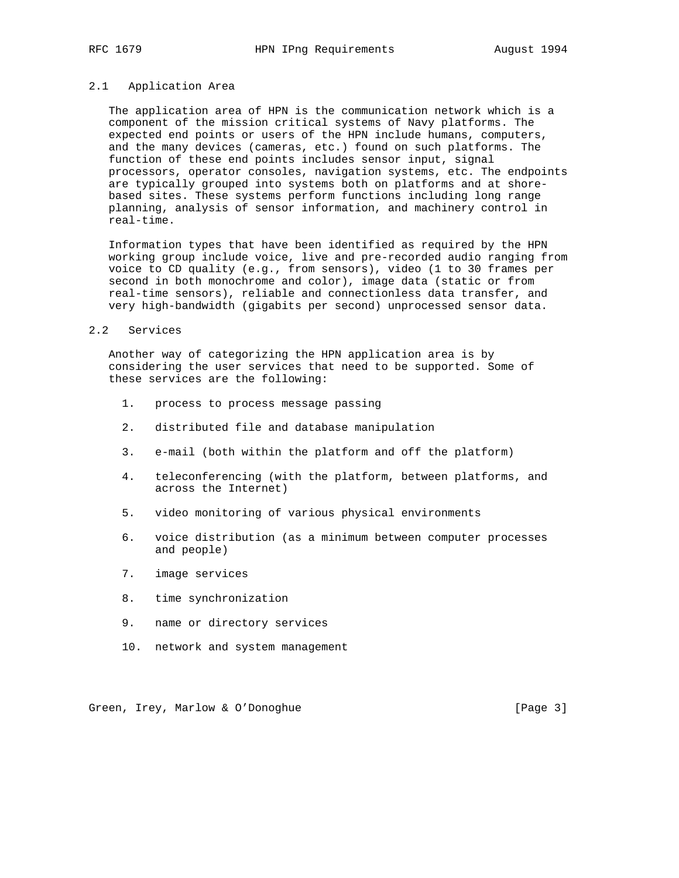## 2.1 Application Area

The application area of HPN is the communication network which is a component of the mission critical systems of Navy platforms. The expected end points or users of the HPN include humans, computers, and the many devices (cameras, etc.) found on such platforms. The function of these end points includes sensor input, signal processors, operator consoles, navigation systems, etc. The endpoints are typically grouped into systems both on platforms and at shore-based sites. These systems perform functions including long range planning, analysis of sensor information, and machinery control in real-time.

Information types that have been identified as required by the HPN working group include voice, live and pre-recorded audio ranging from voice to CD quality (e.g., from sensors), video (1 to 30 frames per second in both monochrome and color), image data (static or from real-time sensors), reliable and connectionless data transfer, and very high-bandwidth (gigabits per second) unprocessed sensor data.

## 2.2 Services

Another way of categorizing the HPN application area is by considering the user services that need to be supported. Some of these services are the following:

1. process to process message passing
2. distributed file and database manipulation
3. e-mail (both within the platform and off the platform)
4. teleconferencing (with the platform, between platforms, and across the Internet)
5. video monitoring of various physical environments
6. voice distribution (as a minimum between computer processes and people)
7. image services
8. time synchronization
9. name or directory services
10. network and system management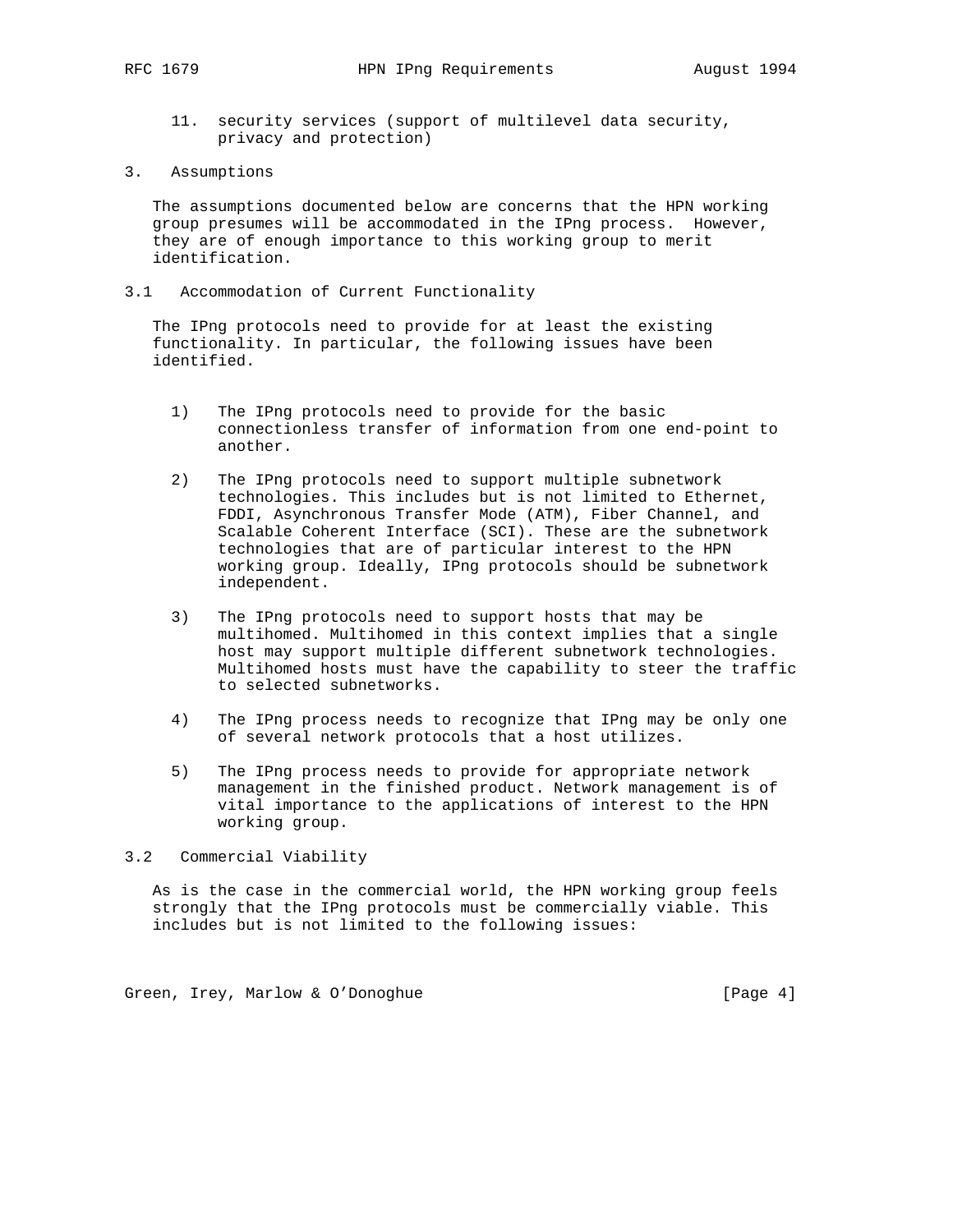11. security services (support of multilevel data security, privacy and protection)

## 3. Assumptions

The assumptions documented below are concerns that the HPN working group presumes will be accommodated in the IPng process. However, they are of enough importance to this working group to merit identification.

### 3.1 Accommodation of Current Functionality

The IPng protocols need to provide for at least the existing functionality. In particular, the following issues have been identified.

1) The IPng protocols need to provide for the basic connectionless transfer of information from one end-point to another.

2) The IPng protocols need to support multiple subnetwork technologies. This includes but is not limited to Ethernet, FDDI, Asynchronous Transfer Mode (ATM), Fiber Channel, and Scalable Coherent Interface (SCI). These are the subnetwork technologies that are of particular interest to the HPN working group. Ideally, IPng protocols should be subnetwork independent.

3) The IPng protocols need to support hosts that may be multihomed. Multihomed in this context implies that a single host may support multiple different subnetwork technologies. Multihomed hosts must have the capability to steer the traffic to selected subnetworks.

4) The IPng process needs to recognize that IPng may be only one of several network protocols that a host utilizes.

5) The IPng process needs to provide for appropriate network management in the finished product. Network management is of vital importance to the applications of interest to the HPN working group.

### 3.2 Commercial Viability

As is the case in the commercial world, the HPN working group feels strongly that the IPng protocols must be commercially viable. This includes but is not limited to the following issues: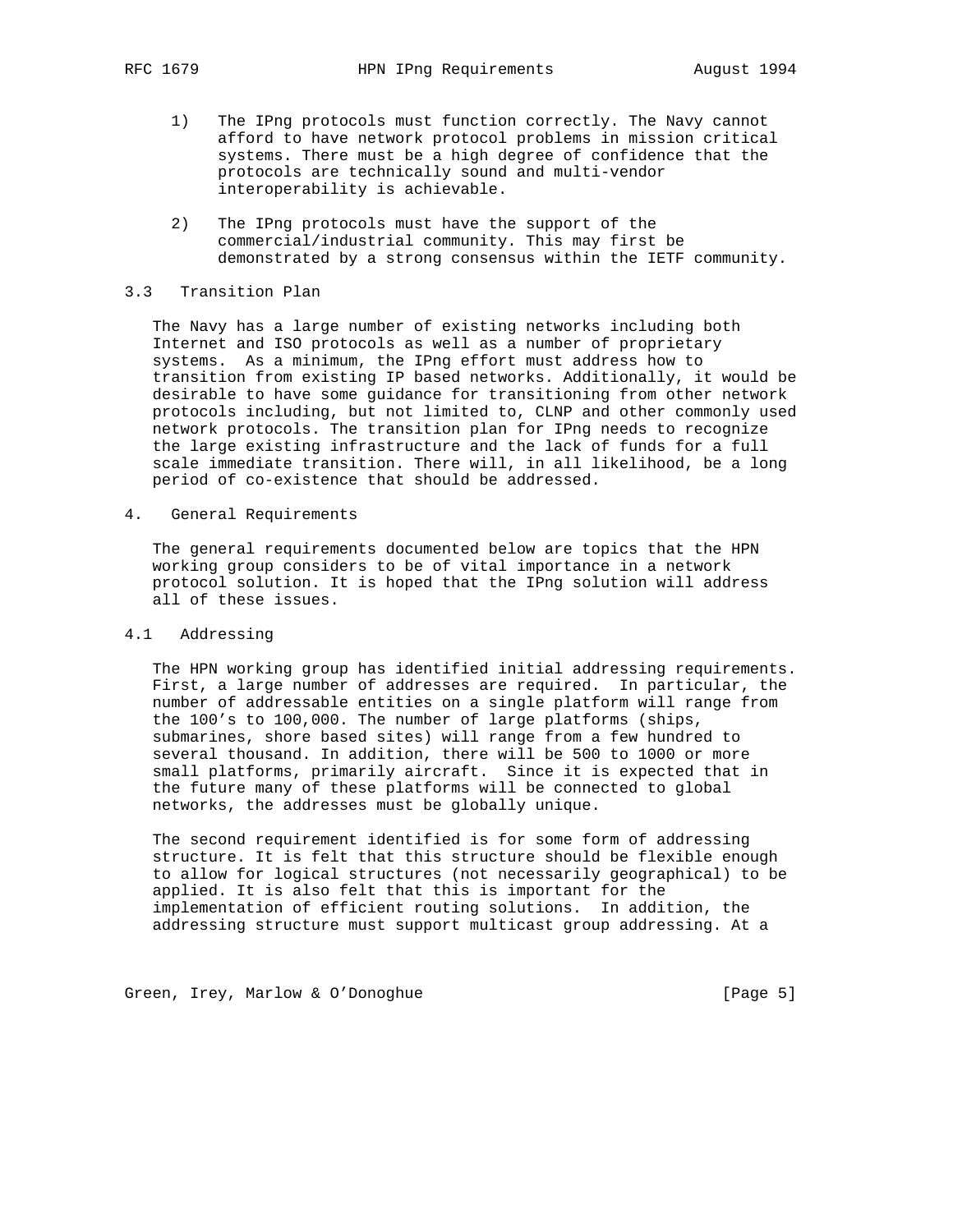1) The IPng protocols must function correctly. The Navy cannot afford to have network protocol problems in mission critical systems. There must be a high degree of confidence that the protocols are technically sound and multi-vendor interoperability is achievable.

2) The IPng protocols must have the support of the commercial/industrial community. This may first be demonstrated by a strong consensus within the IETF community.

### 3.3 Transition Plan

The Navy has a large number of existing networks including both Internet and ISO protocols as well as a number of proprietary systems. As a minimum, the IPng effort must address how to transition from existing IP based networks. Additionally, it would be desirable to have some guidance for transitioning from other network protocols including, but not limited to, CLNP and other commonly used network protocols. The transition plan for IPng needs to recognize the large existing infrastructure and the lack of funds for a full scale immediate transition. There will, in all likelihood, be a long period of co-existence that should be addressed.

## 4. General Requirements

The general requirements documented below are topics that the HPN working group considers to be of vital importance in a network protocol solution. It is hoped that the IPng solution will address all of these issues.

### 4.1 Addressing

The HPN working group has identified initial addressing requirements. First, a large number of addresses are required. In particular, the number of addressable entities on a single platform will range from the 100's to 100,000. The number of large platforms (ships, submarines, shore based sites) will range from a few hundred to several thousand. In addition, there will be 500 to 1000 or more small platforms, primarily aircraft. Since it is expected that in the future many of these platforms will be connected to global networks, the addresses must be globally unique.

The second requirement identified is for some form of addressing structure. It is felt that this structure should be flexible enough to allow for logical structures (not necessarily geographical) to be applied. It is also felt that this is important for the implementation of efficient routing solutions. In addition, the addressing structure must support multicast group addressing. At a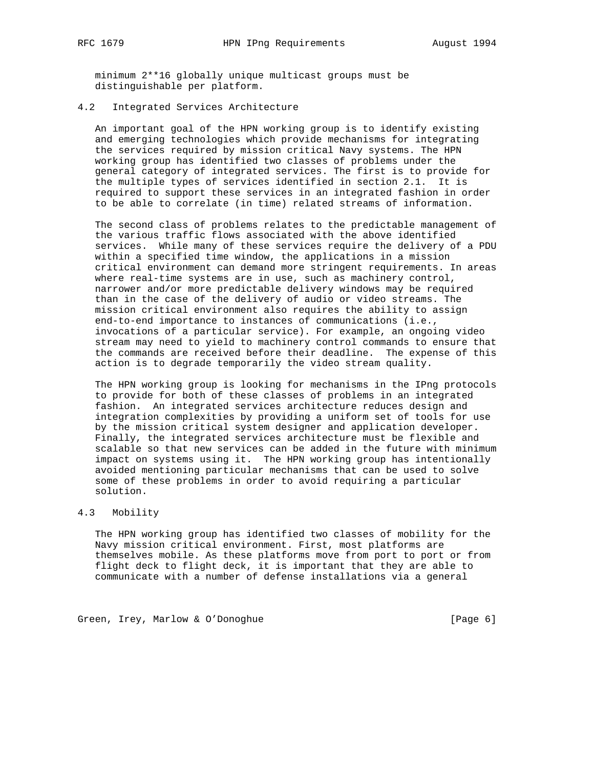minimum $2^{16}$ globally unique multicast groups must be distinguishable per platform.

## 4.2 Integrated Services Architecture

An important goal of the HPN working group is to identify existing and emerging technologies which provide mechanisms for integrating the services required by mission critical Navy systems. The HPN working group has identified two classes of problems under the general category of integrated services. The first is to provide for the multiple types of services identified in section 2.1. It is required to support these services in an integrated fashion in order to be able to correlate (in time) related streams of information.

The second class of problems relates to the predictable management of the various traffic flows associated with the above identified services. While many of these services require the delivery of a PDU within a specified time window, the applications in a mission critical environment can demand more stringent requirements. In areas where real-time systems are in use, such as machinery control, narrower and/or more predictable delivery windows may be required than in the case of the delivery of audio or video streams. The mission critical environment also requires the ability to assign end-to-end importance to instances of communications (i.e., invocations of a particular service). For example, an ongoing video stream may need to yield to machinery control commands to ensure that the commands are received before their deadline. The expense of this action is to degrade temporarily the video stream quality.

The HPN working group is looking for mechanisms in the IPng protocols to provide for both of these classes of problems in an integrated fashion. An integrated services architecture reduces design and integration complexities by providing a uniform set of tools for use by the mission critical system designer and application developer. Finally, the integrated services architecture must be flexible and scalable so that new services can be added in the future with minimum impact on systems using it. The HPN working group has intentionally avoided mentioning particular mechanisms that can be used to solve some of these problems in order to avoid requiring a particular solution.

## 4.3 Mobility

The HPN working group has identified two classes of mobility for the Navy mission critical environment. First, most platforms are themselves mobile. As these platforms move from port to port or from flight deck to flight deck, it is important that they are able to communicate with a number of defense installations via a general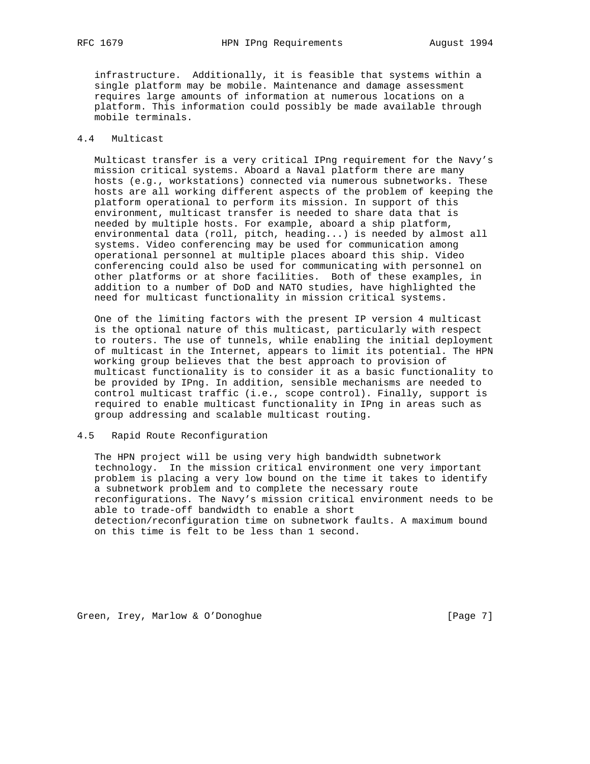infrastructure. Additionally, it is feasible that systems within a single platform may be mobile. Maintenance and damage assessment requires large amounts of information at numerous locations on a platform. This information could possibly be made available through mobile terminals.

### 4.4 Multicast

Multicast transfer is a very critical IPng requirement for the Navy's mission critical systems. Aboard a Naval platform there are many hosts (e.g., workstations) connected via numerous subnetworks. These hosts are all working different aspects of the problem of keeping the platform operational to perform its mission. In support of this environment, multicast transfer is needed to share data that is needed by multiple hosts. For example, aboard a ship platform, environmental data (roll, pitch, heading...) is needed by almost all systems. Video conferencing may be used for communication among operational personnel at multiple places aboard this ship. Video conferencing could also be used for communicating with personnel on other platforms or at shore facilities. Both of these examples, in addition to a number of DoD and NATO studies, have highlighted the need for multicast functionality in mission critical systems.

One of the limiting factors with the present IP version 4 multicast is the optional nature of this multicast, particularly with respect to routers. The use of tunnels, while enabling the initial deployment of multicast in the Internet, appears to limit its potential. The HPN working group believes that the best approach to provision of multicast functionality is to consider it as a basic functionality to be provided by IPng. In addition, sensible mechanisms are needed to control multicast traffic (i.e., scope control). Finally, support is required to enable multicast functionality in IPng in areas such as group addressing and scalable multicast routing.

### 4.5 Rapid Route Reconfiguration

The HPN project will be using very high bandwidth subnetwork technology. In the mission critical environment one very important problem is placing a very low bound on the time it takes to identify a subnetwork problem and to complete the necessary route reconfigurations. The Navy's mission critical environment needs to be able to trade-off bandwidth to enable a short detection/reconfiguration time on subnetwork faults. A maximum bound on this time is felt to be less than 1 second.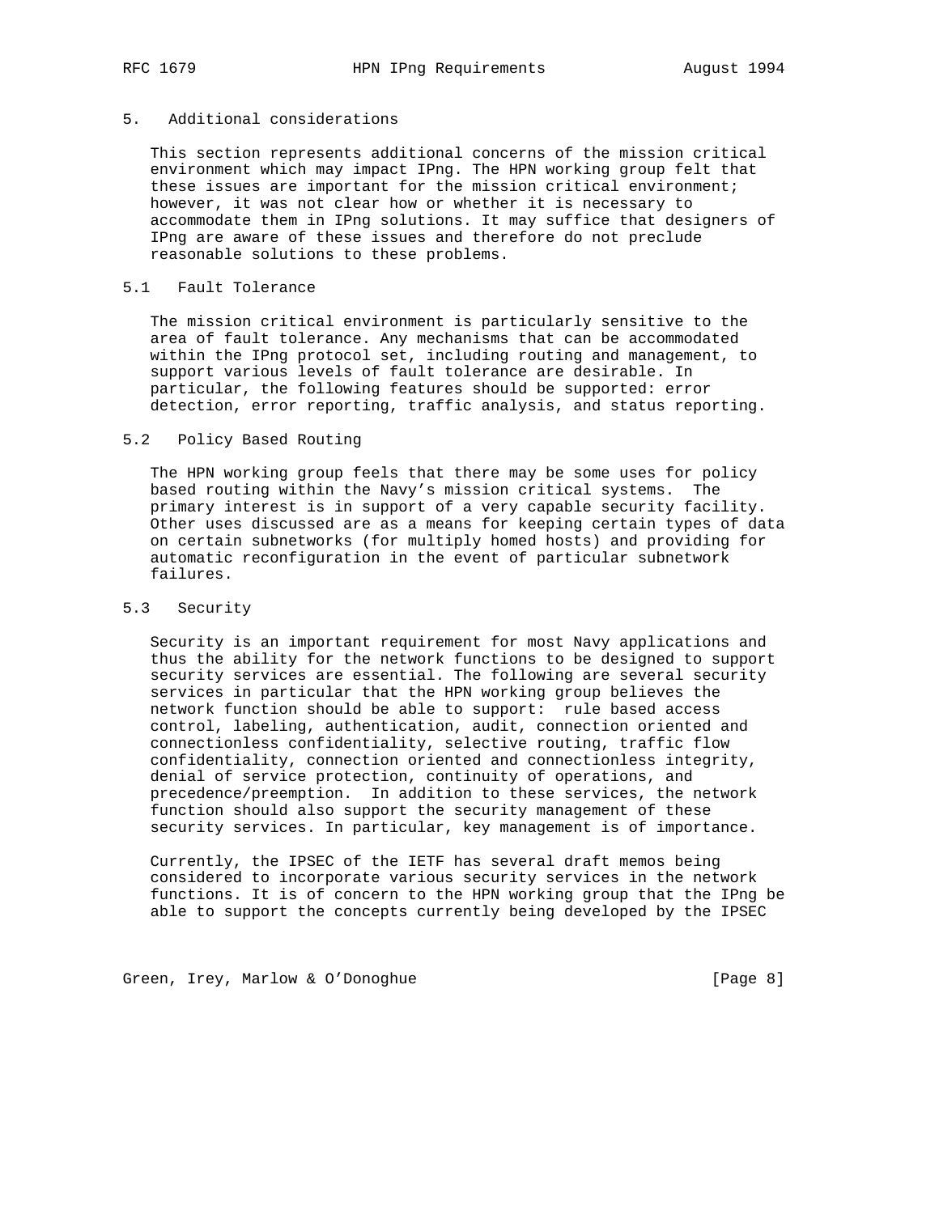## 5. Additional considerations

This section represents additional concerns of the mission critical environment which may impact IPng. The HPN working group felt that these issues are important for the mission critical environment; however, it was not clear how or whether it is necessary to accommodate them in IPng solutions. It may suffice that designers of IPng are aware of these issues and therefore do not preclude reasonable solutions to these problems.

### 5.1 Fault Tolerance

The mission critical environment is particularly sensitive to the area of fault tolerance. Any mechanisms that can be accommodated within the IPng protocol set, including routing and management, to support various levels of fault tolerance are desirable. In particular, the following features should be supported: error detection, error reporting, traffic analysis, and status reporting.

### 5.2 Policy Based Routing

The HPN working group feels that there may be some uses for policy based routing within the Navy's mission critical systems. The primary interest is in support of a very capable security facility. Other uses discussed are as a means for keeping certain types of data on certain subnetworks (for multiply homed hosts) and providing for automatic reconfiguration in the event of particular subnetwork failures.

### 5.3 Security

Security is an important requirement for most Navy applications and thus the ability for the network functions to be designed to support security services are essential. The following are several security services in particular that the HPN working group believes the network function should be able to support: rule based access control, labeling, authentication, audit, connection oriented and connectionless confidentiality, selective routing, traffic flow confidentiality, connection oriented and connectionless integrity, denial of service protection, continuity of operations, and precedence/preemption. In addition to these services, the network function should also support the security management of these security services. In particular, key management is of importance.

Currently, the IPSEC of the IETF has several draft memos being considered to incorporate various security services in the network functions. It is of concern to the HPN working group that the IPng be able to support the concepts currently being developed by the IPSEC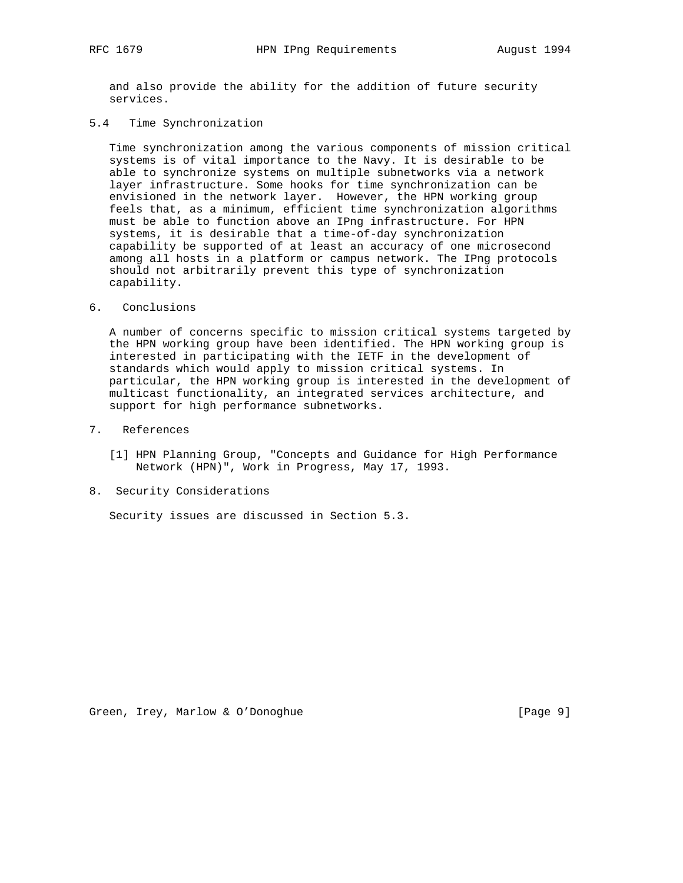and also provide the ability for the addition of future security services.

## 5.4 Time Synchronization

Time synchronization among the various components of mission critical systems is of vital importance to the Navy. It is desirable to be able to synchronize systems on multiple subnetworks via a network layer infrastructure. Some hooks for time synchronization can be envisioned in the network layer. However, the HPN working group feels that, as a minimum, efficient time synchronization algorithms must be able to function above an IPng infrastructure. For HPN systems, it is desirable that a time-of-day synchronization capability be supported of at least an accuracy of one microsecond among all hosts in a platform or campus network. The IPng protocols should not arbitrarily prevent this type of synchronization capability.

## 6. Conclusions

A number of concerns specific to mission critical systems targeted by the HPN working group have been identified. The HPN working group is interested in participating with the IETF in the development of standards which would apply to mission critical systems. In particular, the HPN working group is interested in the development of multicast functionality, an integrated services architecture, and support for high performance subnetworks.

## 7. References

[1] HPN Planning Group, "Concepts and Guidance for High Performance Network (HPN)", Work in Progress, May 17, 1993.

## 8. Security Considerations

Security issues are discussed in Section 5.3.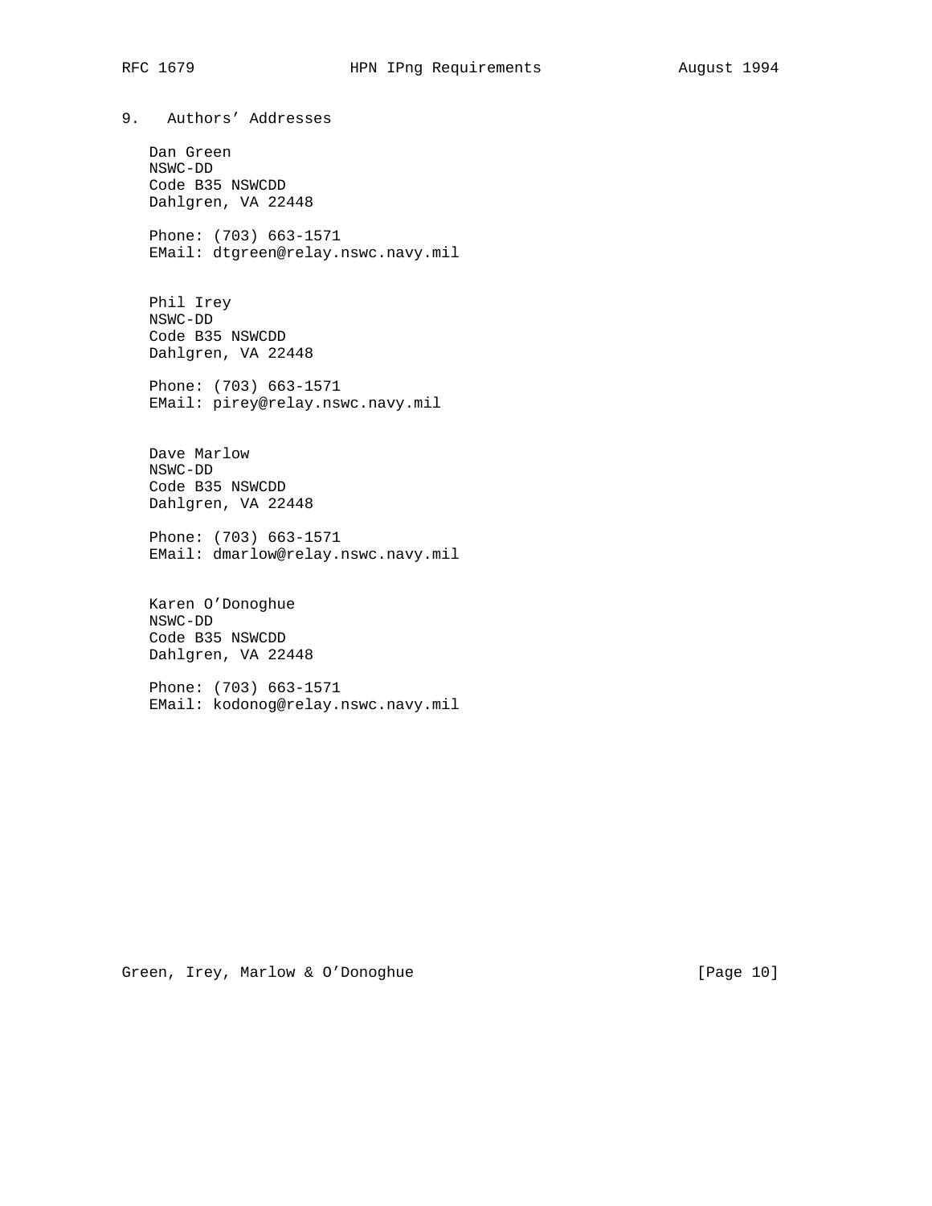## 9. Authors' Addresses

Dan Green
NSWC-DD
Code B35 NSWCDD
Dahlgren, VA 22448

Phone: (703) 663-1571
EMail: dtgreen@relay.nswc.navy.mil

Phil Irey
NSWC-DD
Code B35 NSWCDD
Dahlgren, VA 22448

Phone: (703) 663-1571
EMail: pirey@relay.nswc.navy.mil

Dave Marlow
NSWC-DD
Code B35 NSWCDD
Dahlgren, VA 22448

Phone: (703) 663-1571
EMail: dmarlow@relay.nswc.navy.mil

Karen O'Donoghue
NSWC-DD
Code B35 NSWCDD
Dahlgren, VA 22448

Phone: (703) 663-1571
EMail: kodonog@relay.nswc.navy.mil